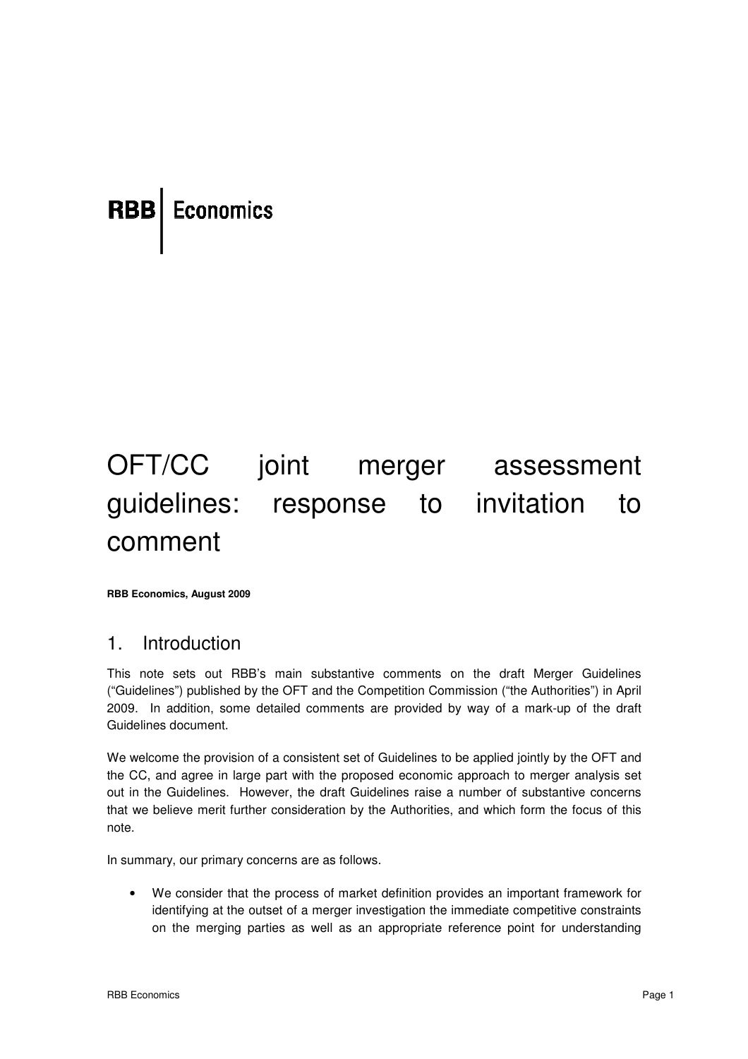RBB | Economics

# OFT/CC joint merger assessment guidelines: response to invitation to comment

**RBB Economics, August 2009**

## 1. Introduction

This note sets out RBB's main substantive comments on the draft Merger Guidelines ("Guidelines") published by the OFT and the Competition Commission ("the Authorities") in April 2009. In addition, some detailed comments are provided by way of a mark-up of the draft Guidelines document.

We welcome the provision of a consistent set of Guidelines to be applied jointly by the OFT and the CC, and agree in large part with the proposed economic approach to merger analysis set out in the Guidelines. However, the draft Guidelines raise a number of substantive concerns that we believe merit further consideration by the Authorities, and which form the focus of this note.

In summary, our primary concerns are as follows.

- We consider that the process of market definition provides an important framework for identifying at the outset of a merger investigation the immediate competitive constraints on the merging parties as well as an appropriate reference point for understanding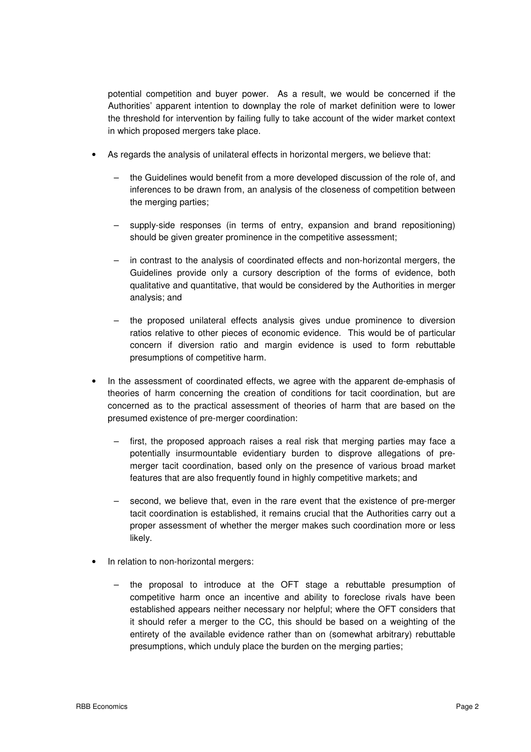potential competition and buyer power. As a result, we would be concerned if the Authorities' apparent intention to downplay the role of market definition were to lower the threshold for intervention by failing fully to take account of the wider market context in which proposed mergers take place.

- As regards the analysis of unilateral effects in horizontal mergers, we believe that:
  - the Guidelines would benefit from a more developed discussion of the role of, and inferences to be drawn from, an analysis of the closeness of competition between the merging parties;
  - supply-side responses (in terms of entry, expansion and brand repositioning) should be given greater prominence in the competitive assessment;
  - in contrast to the analysis of coordinated effects and non-horizontal mergers, the Guidelines provide only a cursory description of the forms of evidence, both qualitative and quantitative, that would be considered by the Authorities in merger analysis; and
  - the proposed unilateral effects analysis gives undue prominence to diversion ratios relative to other pieces of economic evidence. This would be of particular concern if diversion ratio and margin evidence is used to form rebuttable presumptions of competitive harm.
- In the assessment of coordinated effects, we agree with the apparent de-emphasis of theories of harm concerning the creation of conditions for tacit coordination, but are concerned as to the practical assessment of theories of harm that are based on the presumed existence of pre-merger coordination:
  - first, the proposed approach raises a real risk that merging parties may face a potentially insurmountable evidentiary burden to disprove allegations of pre-merger tacit coordination, based only on the presence of various broad market features that are also frequently found in highly competitive markets; and
  - second, we believe that, even in the rare event that the existence of pre-merger tacit coordination is established, it remains crucial that the Authorities carry out a proper assessment of whether the merger makes such coordination more or less likely.
- In relation to non-horizontal mergers:
  - the proposal to introduce at the OFT stage a rebuttable presumption of competitive harm once an incentive and ability to foreclose rivals have been established appears neither necessary nor helpful; where the OFT considers that it should refer a merger to the CC, this should be based on a weighting of the entirety of the available evidence rather than on (somewhat arbitrary) rebuttable presumptions, which unduly place the burden on the merging parties;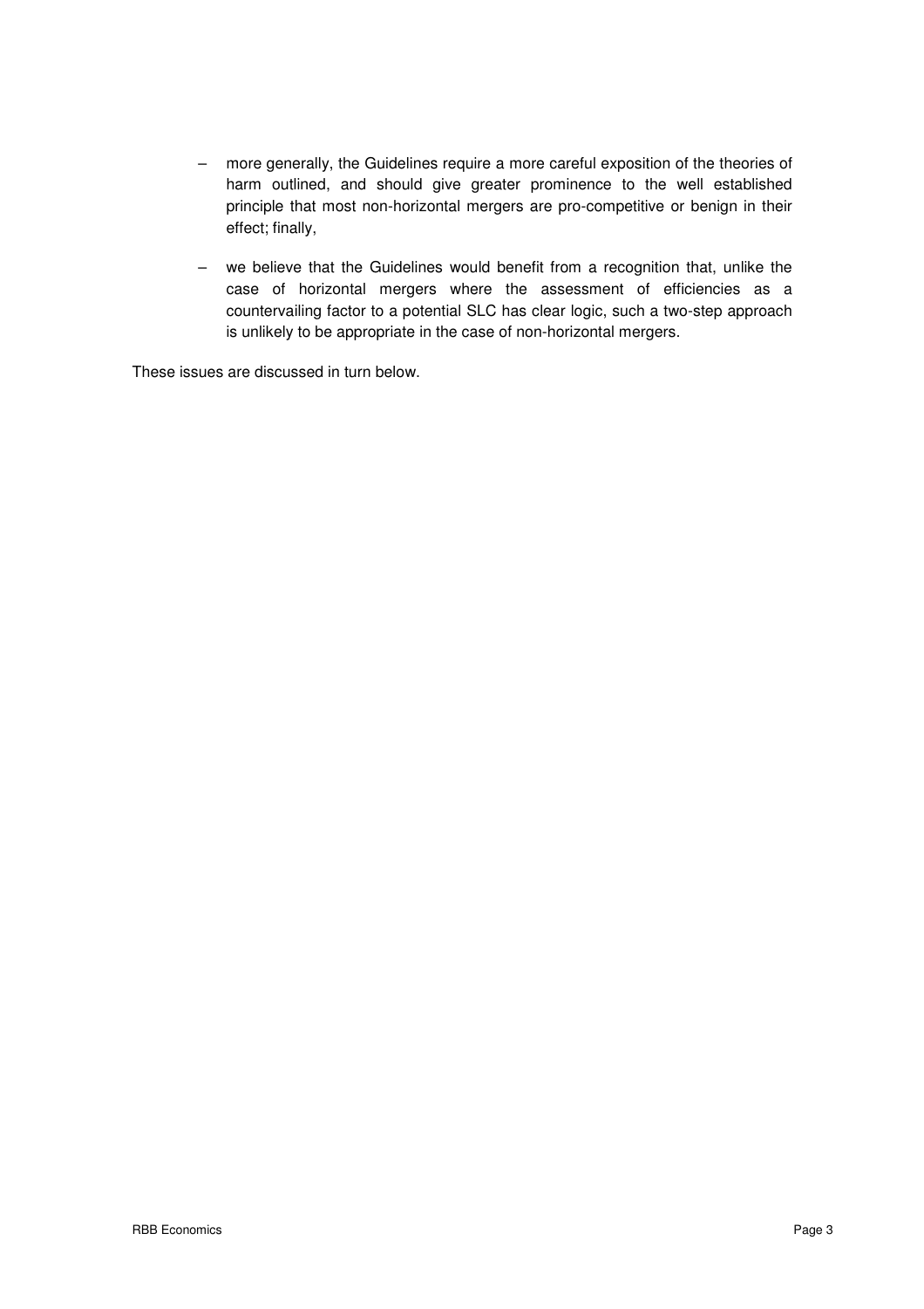- more generally, the Guidelines require a more careful exposition of the theories of harm outlined, and should give greater prominence to the well established principle that most non-horizontal mergers are pro-competitive or benign in their effect; finally,
- we believe that the Guidelines would benefit from a recognition that, unlike the case of horizontal mergers where the assessment of efficiencies as a countervailing factor to a potential SLC has clear logic, such a two-step approach is unlikely to be appropriate in the case of non-horizontal mergers.

These issues are discussed in turn below.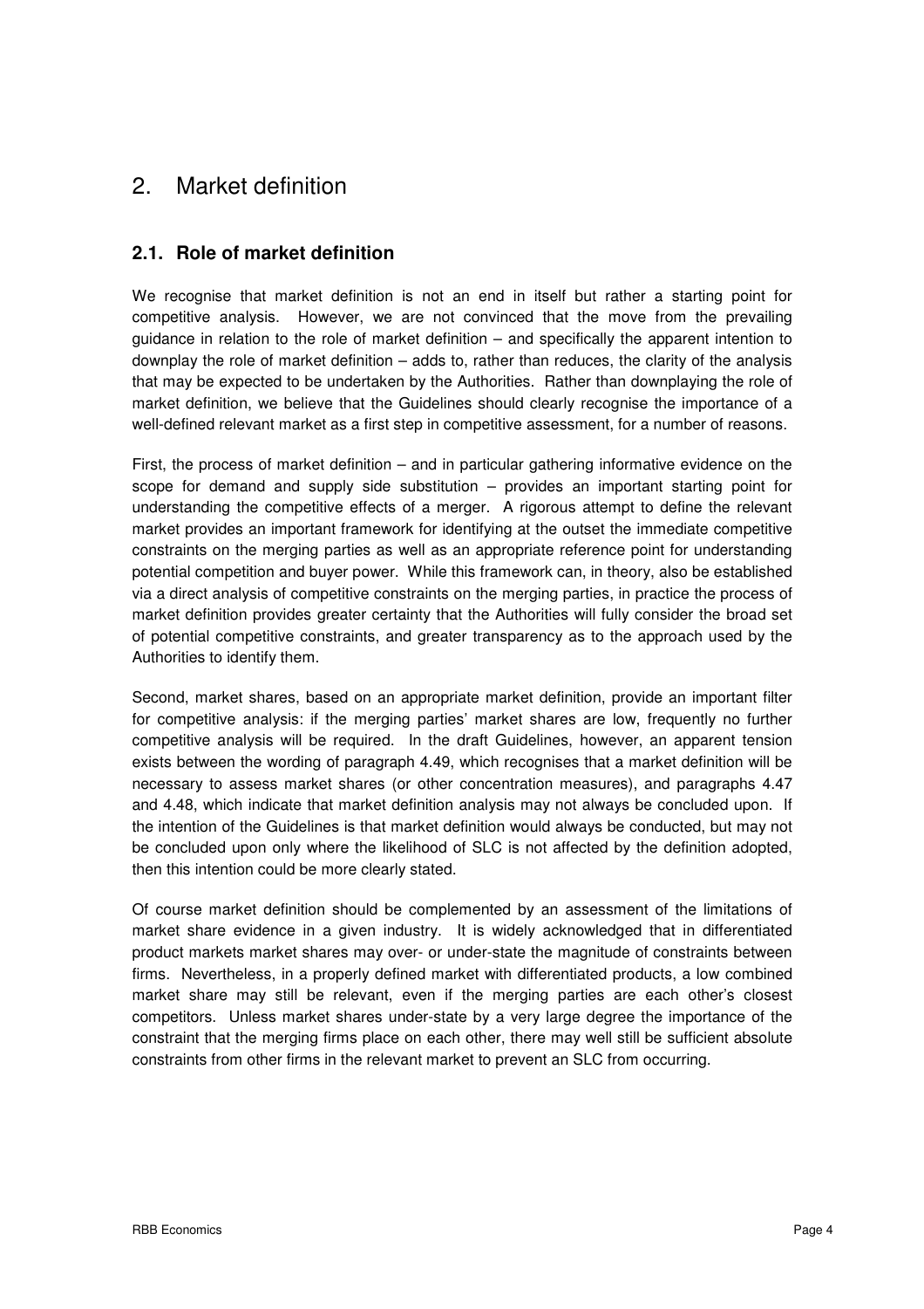# 2. Market definition

## 2.1. Role of market definition

We recognise that market definition is not an end in itself but rather a starting point for competitive analysis. However, we are not convinced that the move from the prevailing guidance in relation to the role of market definition – and specifically the apparent intention to downplay the role of market definition – adds to, rather than reduces, the clarity of the analysis that may be expected to be undertaken by the Authorities. Rather than downplaying the role of market definition, we believe that the Guidelines should clearly recognise the importance of a well-defined relevant market as a first step in competitive assessment, for a number of reasons.

First, the process of market definition – and in particular gathering informative evidence on the scope for demand and supply side substitution – provides an important starting point for understanding the competitive effects of a merger. A rigorous attempt to define the relevant market provides an important framework for identifying at the outset the immediate competitive constraints on the merging parties as well as an appropriate reference point for understanding potential competition and buyer power. While this framework can, in theory, also be established via a direct analysis of competitive constraints on the merging parties, in practice the process of market definition provides greater certainty that the Authorities will fully consider the broad set of potential competitive constraints, and greater transparency as to the approach used by the Authorities to identify them.

Second, market shares, based on an appropriate market definition, provide an important filter for competitive analysis: if the merging parties' market shares are low, frequently no further competitive analysis will be required. In the draft Guidelines, however, an apparent tension exists between the wording of paragraph 4.49, which recognises that a market definition will be necessary to assess market shares (or other concentration measures), and paragraphs 4.47 and 4.48, which indicate that market definition analysis may not always be concluded upon. If the intention of the Guidelines is that market definition would always be conducted, but may not be concluded upon only where the likelihood of SLC is not affected by the definition adopted, then this intention could be more clearly stated.

Of course market definition should be complemented by an assessment of the limitations of market share evidence in a given industry. It is widely acknowledged that in differentiated product markets market shares may over- or under-state the magnitude of constraints between firms. Nevertheless, in a properly defined market with differentiated products, a low combined market share may still be relevant, even if the merging parties are each other's closest competitors. Unless market shares under-state by a very large degree the importance of the constraint that the merging firms place on each other, there may well still be sufficient absolute constraints from other firms in the relevant market to prevent an SLC from occurring.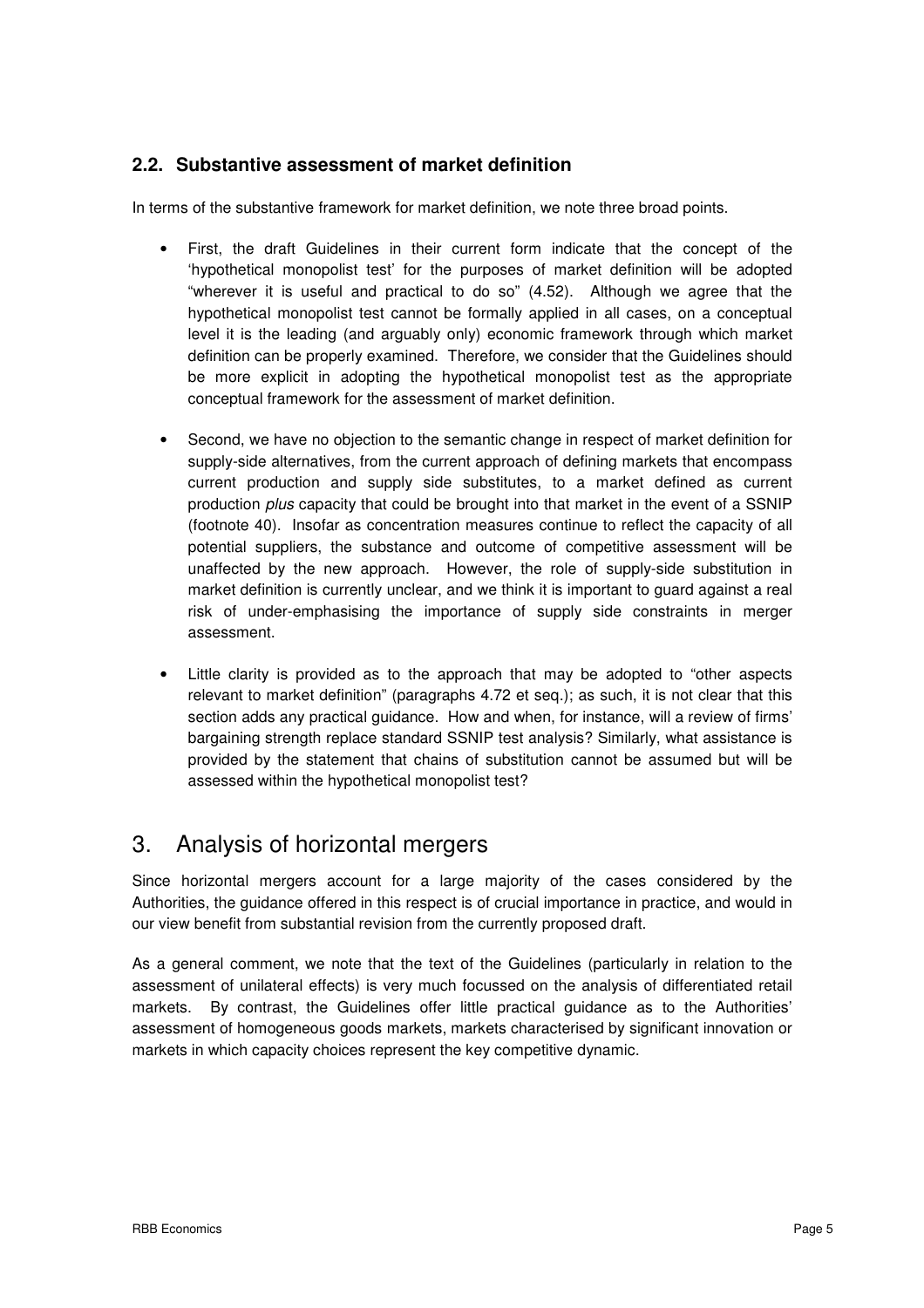### 2.2. Substantive assessment of market definition

In terms of the substantive framework for market definition, we note three broad points.

- First, the draft Guidelines in their current form indicate that the concept of the 'hypothetical monopolist test' for the purposes of market definition will be adopted "wherever it is useful and practical to do so" (4.52). Although we agree that the hypothetical monopolist test cannot be formally applied in all cases, on a conceptual level it is the leading (and arguably only) economic framework through which market definition can be properly examined. Therefore, we consider that the Guidelines should be more explicit in adopting the hypothetical monopolist test as the appropriate conceptual framework for the assessment of market definition.

- Second, we have no objection to the semantic change in respect of market definition for supply-side alternatives, from the current approach of defining markets that encompass current production and supply side substitutes, to a market defined as current production *plus* capacity that could be brought into that market in the event of a SSNIP (footnote 40). Insofar as concentration measures continue to reflect the capacity of all potential suppliers, the substance and outcome of competitive assessment will be unaffected by the new approach. However, the role of supply-side substitution in market definition is currently unclear, and we think it is important to guard against a real risk of under-emphasising the importance of supply side constraints in merger assessment.

- Little clarity is provided as to the approach that may be adopted to "other aspects relevant to market definition" (paragraphs 4.72 et seq.); as such, it is not clear that this section adds any practical guidance. How and when, for instance, will a review of firms' bargaining strength replace standard SSNIP test analysis? Similarly, what assistance is provided by the statement that chains of substitution cannot be assumed but will be assessed within the hypothetical monopolist test?

## 3. Analysis of horizontal mergers

Since horizontal mergers account for a large majority of the cases considered by the Authorities, the guidance offered in this respect is of crucial importance in practice, and would in our view benefit from substantial revision from the currently proposed draft.

As a general comment, we note that the text of the Guidelines (particularly in relation to the assessment of unilateral effects) is very much focussed on the analysis of differentiated retail markets. By contrast, the Guidelines offer little practical guidance as to the Authorities' assessment of homogeneous goods markets, markets characterised by significant innovation or markets in which capacity choices represent the key competitive dynamic.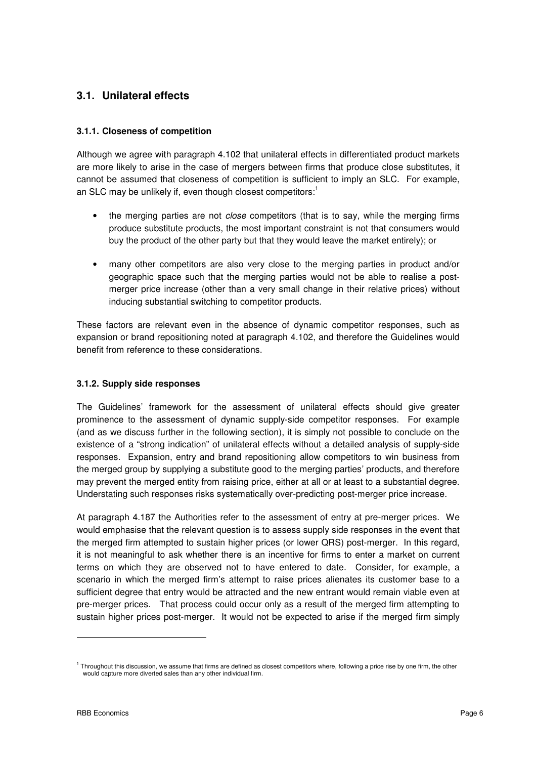## 3.1. Unilateral effects

### 3.1.1. Closeness of competition

Although we agree with paragraph 4.102 that unilateral effects in differentiated product markets are more likely to arise in the case of mergers between firms that produce close substitutes, it cannot be assumed that closeness of competition is sufficient to imply an SLC. For example, an SLC may be unlikely if, even though closest competitors:[1]

- the merging parties are not *close* competitors (that is to say, while the merging firms produce substitute products, the most important constraint is not that consumers would buy the product of the other party but that they would leave the market entirely); or
- many other competitors are also very close to the merging parties in product and/or geographic space such that the merging parties would not be able to realise a post-merger price increase (other than a very small change in their relative prices) without inducing substantial switching to competitor products.

These factors are relevant even in the absence of dynamic competitor responses, such as expansion or brand repositioning noted at paragraph 4.102, and therefore the Guidelines would benefit from reference to these considerations.

### 3.1.2. Supply side responses

The Guidelines' framework for the assessment of unilateral effects should give greater prominence to the assessment of dynamic supply-side competitor responses. For example (and as we discuss further in the following section), it is simply not possible to conclude on the existence of a "strong indication" of unilateral effects without a detailed analysis of supply-side responses. Expansion, entry and brand repositioning allow competitors to win business from the merged group by supplying a substitute good to the merging parties' products, and therefore may prevent the merged entity from raising price, either at all or at least to a substantial degree. Understating such responses risks systematically over-predicting post-merger price increase.

At paragraph 4.187 the Authorities refer to the assessment of entry at pre-merger prices. We would emphasise that the relevant question is to assess supply side responses in the event that the merged firm attempted to sustain higher prices (or lower QRS) post-merger. In this regard, it is not meaningful to ask whether there is an incentive for firms to enter a market on current terms on which they are observed not to have entered to date. Consider, for example, a scenario in which the merged firm's attempt to raise prices alienates its customer base to a sufficient degree that entry would be attracted and the new entrant would remain viable even at pre-merger prices. That process could occur only as a result of the merged firm attempting to sustain higher prices post-merger. It would not be expected to arise if the merged firm simply

[1] Throughout this discussion, we assume that firms are defined as closest competitors where, following a price rise by one firm, the other would capture more diverted sales than any other individual firm.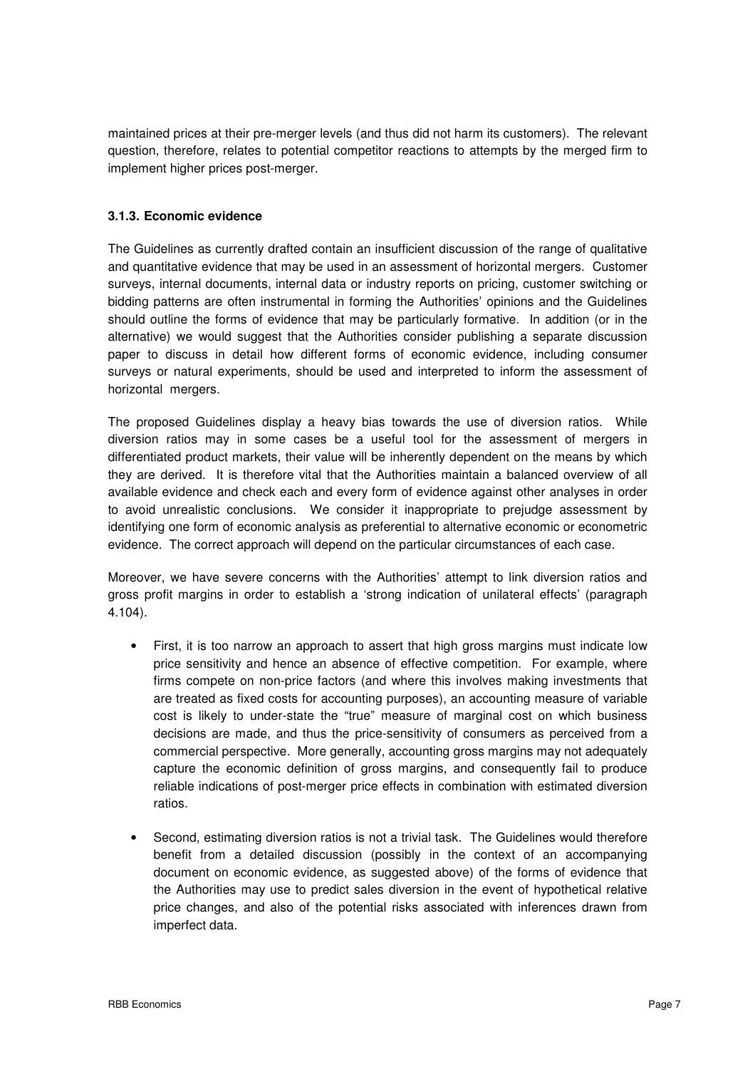maintained prices at their pre-merger levels (and thus did not harm its customers). The relevant question, therefore, relates to potential competitor reactions to attempts by the merged firm to implement higher prices post-merger.

### 3.1.3. Economic evidence

The Guidelines as currently drafted contain an insufficient discussion of the range of qualitative and quantitative evidence that may be used in an assessment of horizontal mergers. Customer surveys, internal documents, internal data or industry reports on pricing, customer switching or bidding patterns are often instrumental in forming the Authorities' opinions and the Guidelines should outline the forms of evidence that may be particularly formative. In addition (or in the alternative) we would suggest that the Authorities consider publishing a separate discussion paper to discuss in detail how different forms of economic evidence, including consumer surveys or natural experiments, should be used and interpreted to inform the assessment of horizontal mergers.

The proposed Guidelines display a heavy bias towards the use of diversion ratios. While diversion ratios may in some cases be a useful tool for the assessment of mergers in differentiated product markets, their value will be inherently dependent on the means by which they are derived. It is therefore vital that the Authorities maintain a balanced overview of all available evidence and check each and every form of evidence against other analyses in order to avoid unrealistic conclusions. We consider it inappropriate to prejudge assessment by identifying one form of economic analysis as preferential to alternative economic or econometric evidence. The correct approach will depend on the particular circumstances of each case.

Moreover, we have severe concerns with the Authorities' attempt to link diversion ratios and gross profit margins in order to establish a 'strong indication of unilateral effects' (paragraph 4.104).

- First, it is too narrow an approach to assert that high gross margins must indicate low price sensitivity and hence an absence of effective competition. For example, where firms compete on non-price factors (and where this involves making investments that are treated as fixed costs for accounting purposes), an accounting measure of variable cost is likely to under-state the "true" measure of marginal cost on which business decisions are made, and thus the price-sensitivity of consumers as perceived from a commercial perspective. More generally, accounting gross margins may not adequately capture the economic definition of gross margins, and consequently fail to produce reliable indications of post-merger price effects in combination with estimated diversion ratios.

- Second, estimating diversion ratios is not a trivial task. The Guidelines would therefore benefit from a detailed discussion (possibly in the context of an accompanying document on economic evidence, as suggested above) of the forms of evidence that the Authorities may use to predict sales diversion in the event of hypothetical relative price changes, and also of the potential risks associated with inferences drawn from imperfect data.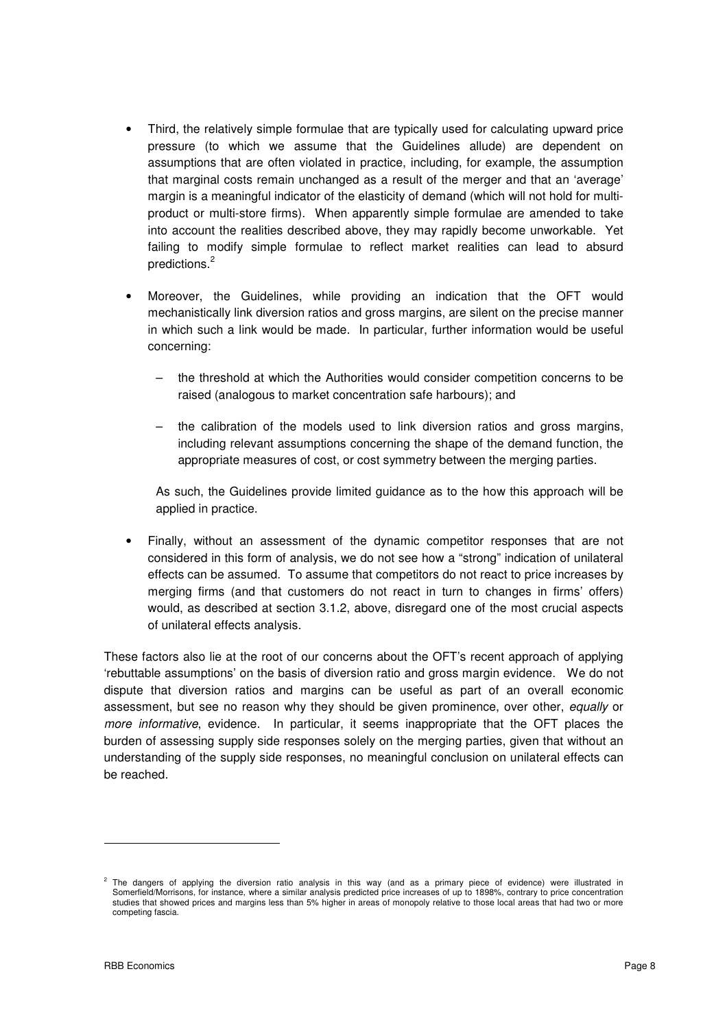- Third, the relatively simple formulae that are typically used for calculating upward price pressure (to which we assume that the Guidelines allude) are dependent on assumptions that are often violated in practice, including, for example, the assumption that marginal costs remain unchanged as a result of the merger and that an 'average' margin is a meaningful indicator of the elasticity of demand (which will not hold for multi-product or multi-store firms). When apparently simple formulae are amended to take into account the realities described above, they may rapidly become unworkable. Yet failing to modify simple formulae to reflect market realities can lead to absurd predictions.[2]

- Moreover, the Guidelines, while providing an indication that the OFT would mechanistically link diversion ratios and gross margins, are silent on the precise manner in which such a link would be made. In particular, further information would be useful concerning:

  - the threshold at which the Authorities would consider competition concerns to be raised (analogous to market concentration safe harbours); and

  - the calibration of the models used to link diversion ratios and gross margins, including relevant assumptions concerning the shape of the demand function, the appropriate measures of cost, or cost symmetry between the merging parties.

  As such, the Guidelines provide limited guidance as to the how this approach will be applied in practice.

- Finally, without an assessment of the dynamic competitor responses that are not considered in this form of analysis, we do not see how a "strong" indication of unilateral effects can be assumed. To assume that competitors do not react to price increases by merging firms (and that customers do not react in turn to changes in firms' offers) would, as described at section 3.1.2, above, disregard one of the most crucial aspects of unilateral effects analysis.

These factors also lie at the root of our concerns about the OFT's recent approach of applying 'rebuttable assumptions' on the basis of diversion ratio and gross margin evidence. We do not dispute that diversion ratios and margins can be useful as part of an overall economic assessment, but see no reason why they should be given prominence, over other, *equally* or *more informative*, evidence. In particular, it seems inappropriate that the OFT places the burden of assessing supply side responses solely on the merging parties, given that without an understanding of the supply side responses, no meaningful conclusion on unilateral effects can be reached.

---

[2] The dangers of applying the diversion ratio analysis in this way (and as a primary piece of evidence) were illustrated in Somerfield/Morrisons, for instance, where a similar analysis predicted price increases of up to 1898%, contrary to price concentration studies that showed prices and margins less than 5% higher in areas of monopoly relative to those local areas that had two or more competing fascia.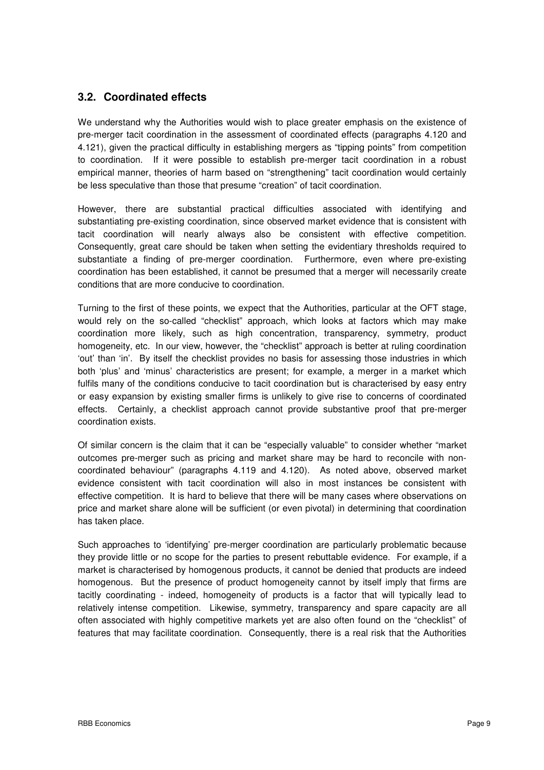## 3.2. Coordinated effects

We understand why the Authorities would wish to place greater emphasis on the existence of pre-merger tacit coordination in the assessment of coordinated effects (paragraphs 4.120 and 4.121), given the practical difficulty in establishing mergers as "tipping points" from competition to coordination. If it were possible to establish pre-merger tacit coordination in a robust empirical manner, theories of harm based on "strengthening" tacit coordination would certainly be less speculative than those that presume "creation" of tacit coordination.

However, there are substantial practical difficulties associated with identifying and substantiating pre-existing coordination, since observed market evidence that is consistent with tacit coordination will nearly always also be consistent with effective competition. Consequently, great care should be taken when setting the evidentiary thresholds required to substantiate a finding of pre-merger coordination. Furthermore, even where pre-existing coordination has been established, it cannot be presumed that a merger will necessarily create conditions that are more conducive to coordination.

Turning to the first of these points, we expect that the Authorities, particular at the OFT stage, would rely on the so-called "checklist" approach, which looks at factors which may make coordination more likely, such as high concentration, transparency, symmetry, product homogeneity, etc. In our view, however, the "checklist" approach is better at ruling coordination 'out' than 'in'. By itself the checklist provides no basis for assessing those industries in which both 'plus' and 'minus' characteristics are present; for example, a merger in a market which fulfils many of the conditions conducive to tacit coordination but is characterised by easy entry or easy expansion by existing smaller firms is unlikely to give rise to concerns of coordinated effects. Certainly, a checklist approach cannot provide substantive proof that pre-merger coordination exists.

Of similar concern is the claim that it can be "especially valuable" to consider whether "market outcomes pre-merger such as pricing and market share may be hard to reconcile with non-coordinated behaviour" (paragraphs 4.119 and 4.120). As noted above, observed market evidence consistent with tacit coordination will also in most instances be consistent with effective competition. It is hard to believe that there will be many cases where observations on price and market share alone will be sufficient (or even pivotal) in determining that coordination has taken place.

Such approaches to 'identifying' pre-merger coordination are particularly problematic because they provide little or no scope for the parties to present rebuttable evidence. For example, if a market is characterised by homogenous products, it cannot be denied that products are indeed homogenous. But the presence of product homogeneity cannot by itself imply that firms are tacitly coordinating - indeed, homogeneity of products is a factor that will typically lead to relatively intense competition. Likewise, symmetry, transparency and spare capacity are all often associated with highly competitive markets yet are also often found on the "checklist" of features that may facilitate coordination. Consequently, there is a real risk that the Authorities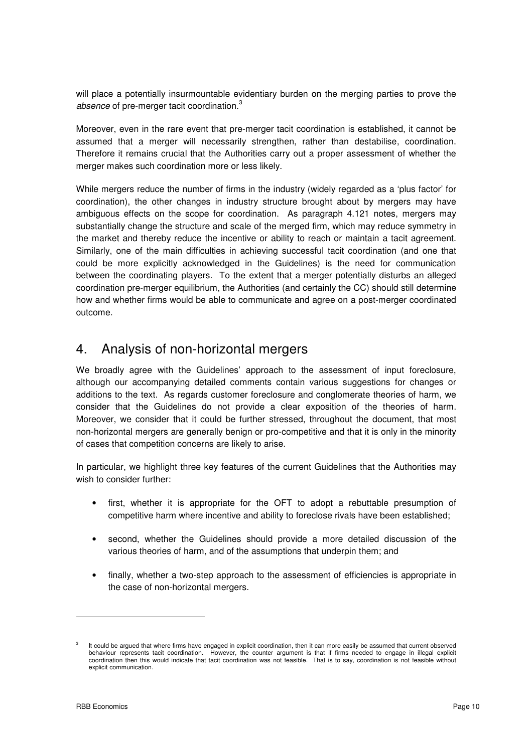will place a potentially insurmountable evidentiary burden on the merging parties to prove the *absence* of pre-merger tacit coordination.[3]

Moreover, even in the rare event that pre-merger tacit coordination is established, it cannot be assumed that a merger will necessarily strengthen, rather than destabilise, coordination. Therefore it remains crucial that the Authorities carry out a proper assessment of whether the merger makes such coordination more or less likely.

While mergers reduce the number of firms in the industry (widely regarded as a 'plus factor' for coordination), the other changes in industry structure brought about by mergers may have ambiguous effects on the scope for coordination. As paragraph 4.121 notes, mergers may substantially change the structure and scale of the merged firm, which may reduce symmetry in the market and thereby reduce the incentive or ability to reach or maintain a tacit agreement. Similarly, one of the main difficulties in achieving successful tacit coordination (and one that could be more explicitly acknowledged in the Guidelines) is the need for communication between the coordinating players. To the extent that a merger potentially disturbs an alleged coordination pre-merger equilibrium, the Authorities (and certainly the CC) should still determine how and whether firms would be able to communicate and agree on a post-merger coordinated outcome.

# 4. Analysis of non-horizontal mergers

We broadly agree with the Guidelines' approach to the assessment of input foreclosure, although our accompanying detailed comments contain various suggestions for changes or additions to the text. As regards customer foreclosure and conglomerate theories of harm, we consider that the Guidelines do not provide a clear exposition of the theories of harm. Moreover, we consider that it could be further stressed, throughout the document, that most non-horizontal mergers are generally benign or pro-competitive and that it is only in the minority of cases that competition concerns are likely to arise.

In particular, we highlight three key features of the current Guidelines that the Authorities may wish to consider further:

- first, whether it is appropriate for the OFT to adopt a rebuttable presumption of competitive harm where incentive and ability to foreclose rivals have been established;
- second, whether the Guidelines should provide a more detailed discussion of the various theories of harm, and of the assumptions that underpin them; and
- finally, whether a two-step approach to the assessment of efficiencies is appropriate in the case of non-horizontal mergers.

---

[3] It could be argued that where firms have engaged in explicit coordination, then it can more easily be assumed that current observed behaviour represents tacit coordination. However, the counter argument is that if firms needed to engage in illegal explicit coordination then this would indicate that tacit coordination was not feasible. That is to say, coordination is not feasible without explicit communication.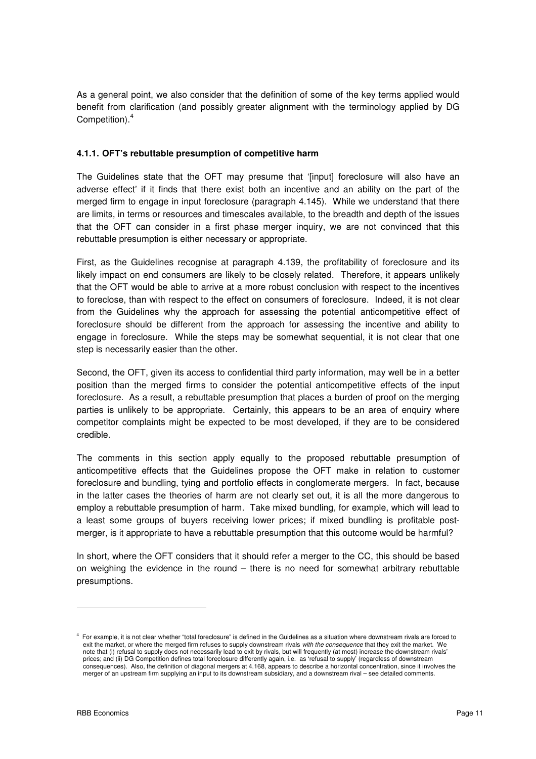As a general point, we also consider that the definition of some of the key terms applied would benefit from clarification (and possibly greater alignment with the terminology applied by DG Competition).[4]

#### 4.1.1. OFT's rebuttable presumption of competitive harm

The Guidelines state that the OFT may presume that '[input] foreclosure will also have an adverse effect' if it finds that there exist both an incentive and an ability on the part of the merged firm to engage in input foreclosure (paragraph 4.145). While we understand that there are limits, in terms or resources and timescales available, to the breadth and depth of the issues that the OFT can consider in a first phase merger inquiry, we are not convinced that this rebuttable presumption is either necessary or appropriate.

First, as the Guidelines recognise at paragraph 4.139, the profitability of foreclosure and its likely impact on end consumers are likely to be closely related. Therefore, it appears unlikely that the OFT would be able to arrive at a more robust conclusion with respect to the incentives to foreclose, than with respect to the effect on consumers of foreclosure. Indeed, it is not clear from the Guidelines why the approach for assessing the potential anticompetitive effect of foreclosure should be different from the approach for assessing the incentive and ability to engage in foreclosure. While the steps may be somewhat sequential, it is not clear that one step is necessarily easier than the other.

Second, the OFT, given its access to confidential third party information, may well be in a better position than the merged firms to consider the potential anticompetitive effects of the input foreclosure. As a result, a rebuttable presumption that places a burden of proof on the merging parties is unlikely to be appropriate. Certainly, this appears to be an area of enquiry where competitor complaints might be expected to be most developed, if they are to be considered credible.

The comments in this section apply equally to the proposed rebuttable presumption of anticompetitive effects that the Guidelines propose the OFT make in relation to customer foreclosure and bundling, tying and portfolio effects in conglomerate mergers. In fact, because in the latter cases the theories of harm are not clearly set out, it is all the more dangerous to employ a rebuttable presumption of harm. Take mixed bundling, for example, which will lead to a least some groups of buyers receiving lower prices; if mixed bundling is profitable post-merger, is it appropriate to have a rebuttable presumption that this outcome would be harmful?

In short, where the OFT considers that it should refer a merger to the CC, this should be based on weighing the evidence in the round – there is no need for somewhat arbitrary rebuttable presumptions.

---

[4] For example, it is not clear whether "total foreclosure" is defined in the Guidelines as a situation where downstream rivals are forced to exit the market, or where the merged firm refuses to supply downstream rivals *with the consequence* that they exit the market. We note that (i) refusal to supply does not necessarily lead to exit by rivals, but will frequently (at most) increase the downstream rivals' prices; and (ii) DG Competition defines total foreclosure differently again, i.e. as 'refusal to supply' (regardless of downstream consequences). Also, the definition of diagonal mergers at 4.168, appears to describe a horizontal concentration, since it involves the merger of an upstream firm supplying an input to its downstream subsidiary, and a downstream rival – see detailed comments.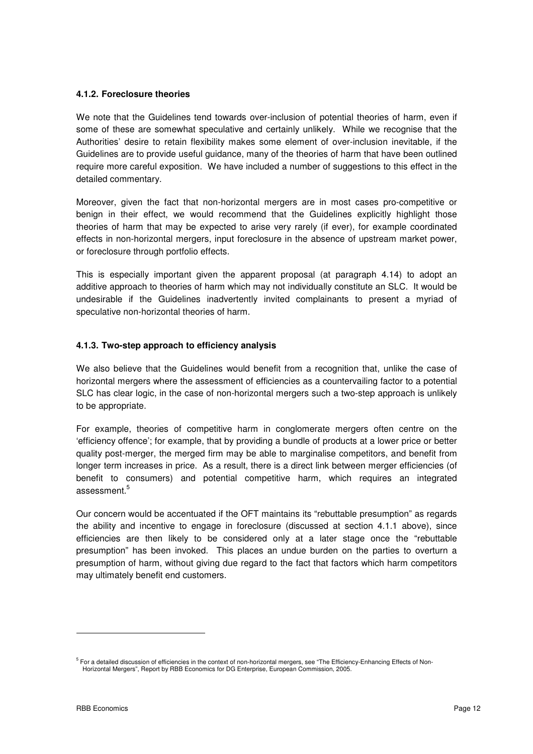#### 4.1.2. Foreclosure theories

We note that the Guidelines tend towards over-inclusion of potential theories of harm, even if some of these are somewhat speculative and certainly unlikely. While we recognise that the Authorities' desire to retain flexibility makes some element of over-inclusion inevitable, if the Guidelines are to provide useful guidance, many of the theories of harm that have been outlined require more careful exposition. We have included a number of suggestions to this effect in the detailed commentary.

Moreover, given the fact that non-horizontal mergers are in most cases pro-competitive or benign in their effect, we would recommend that the Guidelines explicitly highlight those theories of harm that may be expected to arise very rarely (if ever), for example coordinated effects in non-horizontal mergers, input foreclosure in the absence of upstream market power, or foreclosure through portfolio effects.

This is especially important given the apparent proposal (at paragraph 4.14) to adopt an additive approach to theories of harm which may not individually constitute an SLC. It would be undesirable if the Guidelines inadvertently invited complainants to present a myriad of speculative non-horizontal theories of harm.

#### 4.1.3. Two-step approach to efficiency analysis

We also believe that the Guidelines would benefit from a recognition that, unlike the case of horizontal mergers where the assessment of efficiencies as a countervailing factor to a potential SLC has clear logic, in the case of non-horizontal mergers such a two-step approach is unlikely to be appropriate.

For example, theories of competitive harm in conglomerate mergers often centre on the 'efficiency offence'; for example, that by providing a bundle of products at a lower price or better quality post-merger, the merged firm may be able to marginalise competitors, and benefit from longer term increases in price. As a result, there is a direct link between merger efficiencies (of benefit to consumers) and potential competitive harm, which requires an integrated assessment.[5]

Our concern would be accentuated if the OFT maintains its "rebuttable presumption" as regards the ability and incentive to engage in foreclosure (discussed at section 4.1.1 above), since efficiencies are then likely to be considered only at a later stage once the "rebuttable presumption" has been invoked. This places an undue burden on the parties to overturn a presumption of harm, without giving due regard to the fact that factors which harm competitors may ultimately benefit end customers.

[5] For a detailed discussion of efficiencies in the context of non-horizontal mergers, see "The Efficiency-Enhancing Effects of Non-Horizontal Mergers", Report by RBB Economics for DG Enterprise, European Commission, 2005.